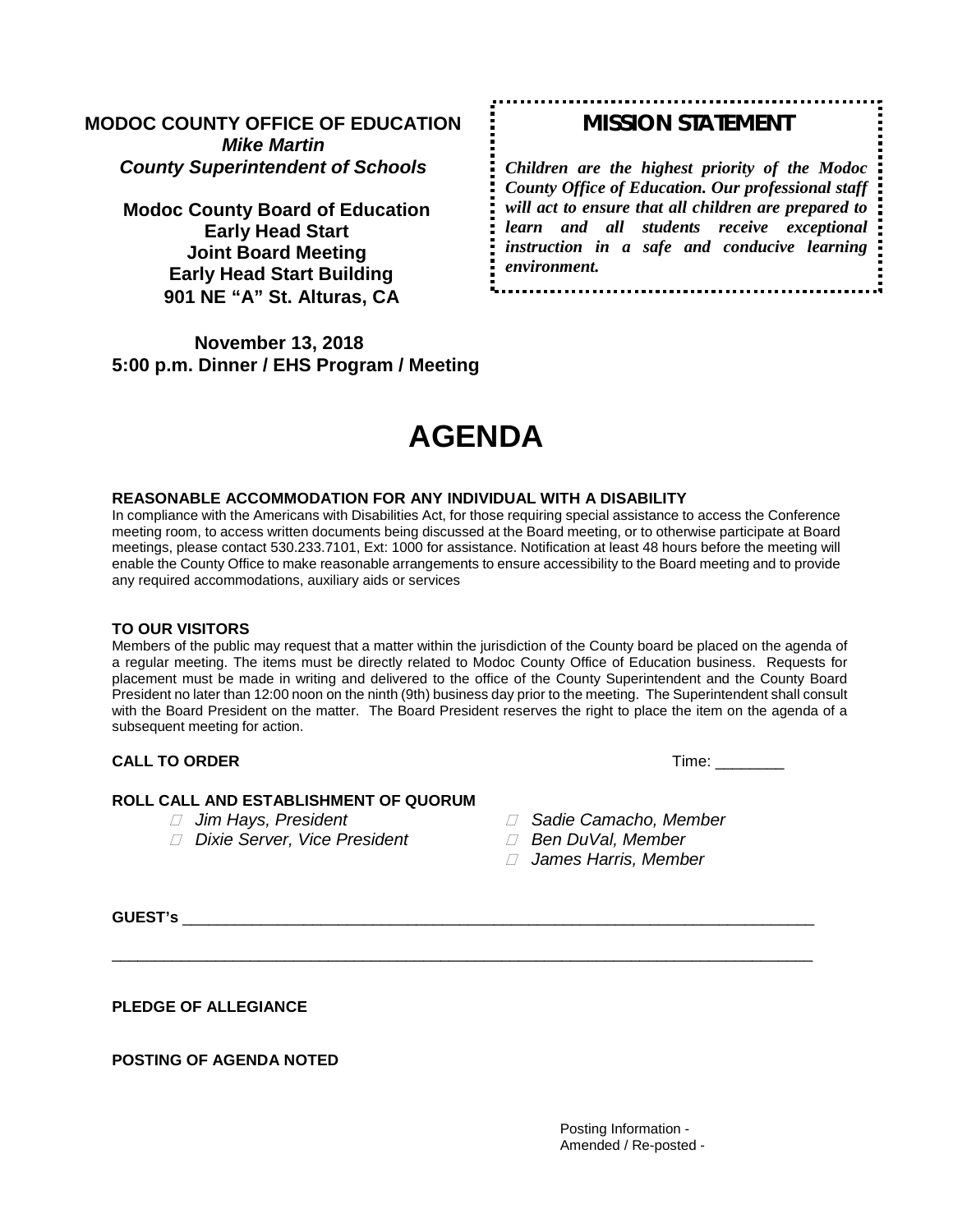**MODOC COUNTY OFFICE OF EDUCATION**
***Mike Martin***
***County Superintendent of Schools***

**Modoc County Board of Education**
**Early Head Start**
**Joint Board Meeting**
**Early Head Start Building**
**901 NE "A" St. Alturas, CA**

**November 13, 2018**
**5:00 p.m. Dinner / EHS Program / Meeting**

**MISSION STATEMENT**

***Children are the highest priority of the Modoc County Office of Education. Our professional staff will act to ensure that all children are prepared to learn and all students receive exceptional instruction in a safe and conducive learning environment.***

# AGENDA

**REASONABLE ACCOMMODATION FOR ANY INDIVIDUAL WITH A DISABILITY**

In compliance with the Americans with Disabilities Act, for those requiring special assistance to access the Conference meeting room, to access written documents being discussed at the Board meeting, or to otherwise participate at Board meetings, please contact 530.233.7101, Ext: 1000 for assistance. Notification at least 48 hours before the meeting will enable the County Office to make reasonable arrangements to ensure accessibility to the Board meeting and to provide any required accommodations, auxiliary aids or services

**TO OUR VISITORS**

Members of the public may request that a matter within the jurisdiction of the County board be placed on the agenda of a regular meeting. The items must be directly related to Modoc County Office of Education business. Requests for placement must be made in writing and delivered to the office of the County Superintendent and the County Board President no later than 12:00 noon on the ninth (9th) business day prior to the meeting. The Superintendent shall consult with the Board President on the matter. The Board President reserves the right to place the item on the agenda of a subsequent meeting for action.

**CALL TO ORDER** Time: ________

**ROLL CALL AND ESTABLISHMENT OF QUORUM**

- *Jim Hays, President*
- *Dixie Server, Vice President*
- *Sadie Camacho, Member*
- *Ben DuVal, Member*
- *James Harris, Member*

**GUEST's** ______________________________________________________________________________

______________________________________________________________________________________

**PLEDGE OF ALLEGIANCE**

**POSTING OF AGENDA NOTED**

Posting Information -
Amended / Re-posted -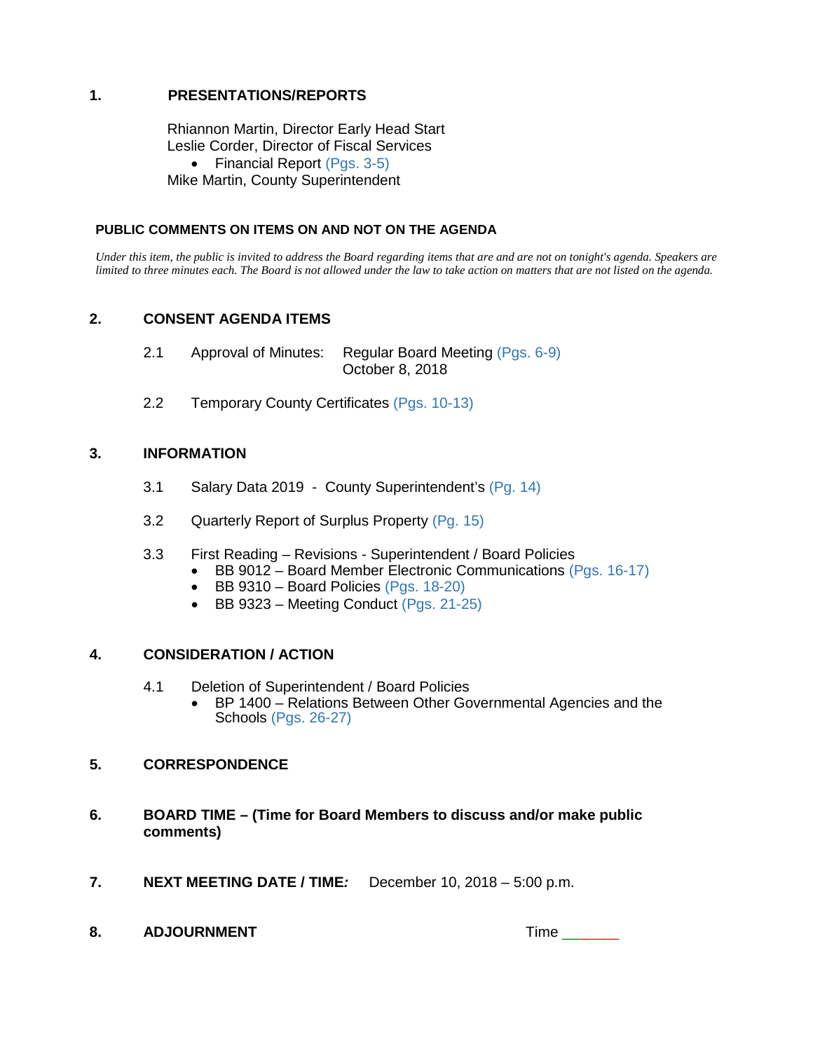## 1. PRESENTATIONS/REPORTS

Rhiannon Martin, Director Early Head Start
Leslie Corder, Director of Fiscal Services

- Financial Report (Pgs. 3-5)

Mike Martin, County Superintendent

### PUBLIC COMMENTS ON ITEMS ON AND NOT ON THE AGENDA

*Under this item, the public is invited to address the Board regarding items that are and are not on tonight's agenda. Speakers are limited to three minutes each. The Board is not allowed under the law to take action on matters that are not listed on the agenda.*

## 2. CONSENT AGENDA ITEMS

2.1 Approval of Minutes: Regular Board Meeting (Pgs. 6-9)
October 8, 2018

2.2 Temporary County Certificates (Pgs. 10-13)

## 3. INFORMATION

3.1 Salary Data 2019 - County Superintendent's (Pg. 14)

3.2 Quarterly Report of Surplus Property (Pg. 15)

3.3 First Reading – Revisions - Superintendent / Board Policies

- BB 9012 – Board Member Electronic Communications (Pgs. 16-17)
- BB 9310 – Board Policies (Pgs. 18-20)
- BB 9323 – Meeting Conduct (Pgs. 21-25)

## 4. CONSIDERATION / ACTION

4.1 Deletion of Superintendent / Board Policies

- BP 1400 – Relations Between Other Governmental Agencies and the Schools (Pgs. 26-27)

## 5. CORRESPONDENCE

## 6. BOARD TIME – (Time for Board Members to discuss and/or make public comments)

## 7. NEXT MEETING DATE / TIME: December 10, 2018 – 5:00 p.m.

## 8. ADJOURNMENT

Time _______